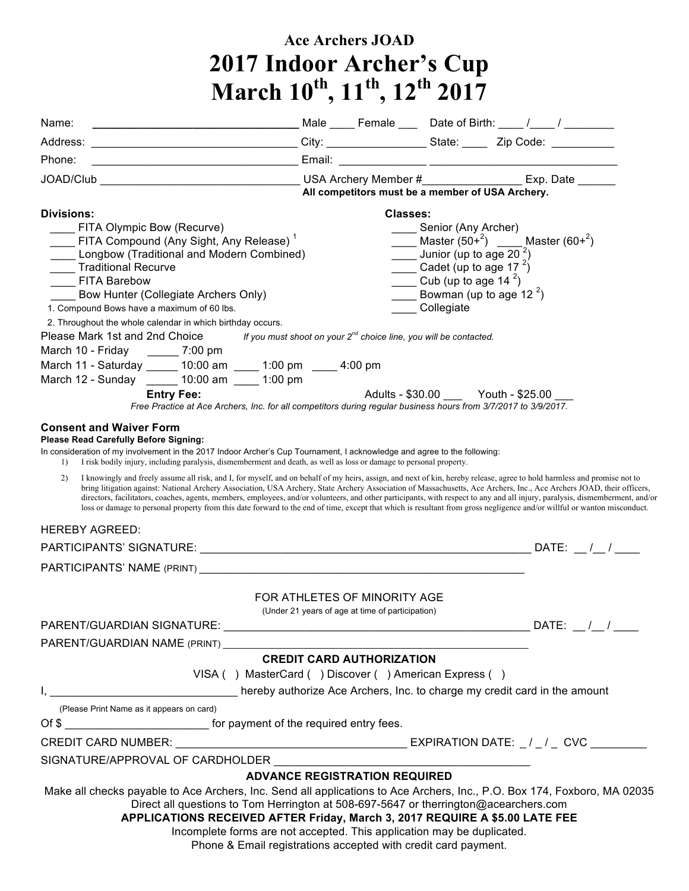# Ace Archers JOAD

# 2017 Indoor Archer's Cup

# March 10th, 11th, 12th 2017

Name: ________________________________ Male ____ Female ___ Date of Birth: ____ /____ / ________

Address: ________________________________ City: ________________ State: ____ Zip Code: __________

Phone: ________________________________ Email: ______________ ______________________________

JOAD/Club ________________________________ USA Archery Member #________________ Exp. Date ______

**All competitors must be a member of USA Archery.**

**Divisions:**

- ____ FITA Olympic Bow (Recurve)
- ____ FITA Compound (Any Sight, Any Release) [1]
- ____ Longbow (Traditional and Modern Combined)
- ____ Traditional Recurve
- ____ FITA Barebow
- ____ Bow Hunter (Collegiate Archers Only)

1. Compound Bows have a maximum of 60 lbs.
2. Throughout the whole calendar in which birthday occurs.

**Classes:**

- ____ Senior (Any Archer)
- ____ Master (50+[2]) ____ Master (60+[2])
- ____ Junior (up to age 20 [2])
- ____ Cadet (up to age 17 [2])
- ____ Cub (up to age 14 [2])
- ____ Bowman (up to age 12 [2])
- ____ Collegiate

Please Mark 1st and 2nd Choice *If you must shoot on your 2nd choice line, you will be contacted.*

March 10 - Friday _____ 7:00 pm

March 11 - Saturday _____ 10:00 am ____ 1:00 pm ____ 4:00 pm

March 12 - Sunday _____ 10:00 am ____ 1:00 pm

**Entry Fee:** Adults - $30.00 ___ Youth - $25.00 ___

*Free Practice at Ace Archers, Inc. for all competitors during regular business hours from 3/7/2017 to 3/9/2017.*

### Consent and Waiver Form

**Please Read Carefully Before Signing:**

In consideration of my involvement in the 2017 Indoor Archer's Cup Tournament, I acknowledge and agree to the following:

1) I risk bodily injury, including paralysis, dismemberment and death, as well as loss or damage to personal property.

2) I knowingly and freely assume all risk, and I, for myself, and on behalf of my heirs, assign, and next of kin, hereby release, agree to hold harmless and promise not to bring litigation against: National Archery Association, USA Archery, State Archery Association of Massachusetts, Ace Archers, Inc., Ace Archers JOAD, their officers, directors, facilitators, coaches, agents, members, employees, and/or volunteers, and other participants, with respect to any and all injury, paralysis, dismemberment, and/or loss or damage to personal property from this date forward to the end of time, except that which is resultant from gross negligence and/or willful or wanton misconduct.

HEREBY AGREED:

PARTICIPANTS' SIGNATURE: ______________________________________________________ DATE: __ /__ / ____

PARTICIPANTS' NAME (PRINT) ______________________________________________________

FOR ATHLETES OF MINORITY AGE

(Under 21 years of age at time of participation)

PARENT/GUARDIAN SIGNATURE: __________________________________________________ DATE: __ /__ / ____

PARENT/GUARDIAN NAME (PRINT) __________________________________________________

**CREDIT CARD AUTHORIZATION**

VISA ( ) MasterCard ( ) Discover ( ) American Express ( )

I, ______________________________ hereby authorize Ace Archers, Inc. to charge my credit card in the amount

(Please Print Name as it appears on card)

Of $ _______________________ for payment of the required entry fees.

CREDIT CARD NUMBER: _____________________________________ EXPIRATION DATE: _ / _ / _ CVC _________

SIGNATURE/APPROVAL OF CARDHOLDER __________________________________________

**ADVANCE REGISTRATION REQUIRED**

Make all checks payable to Ace Archers, Inc. Send all applications to Ace Archers, Inc., P.O. Box 174, Foxboro, MA 02035

Direct all questions to Tom Herrington at 508-697-5647 or therrington@acearchers.com

**APPLICATIONS RECEIVED AFTER Friday, March 3, 2017 REQUIRE A $5.00 LATE FEE**

Incomplete forms are not accepted. This application may be duplicated.

Phone & Email registrations accepted with credit card payment.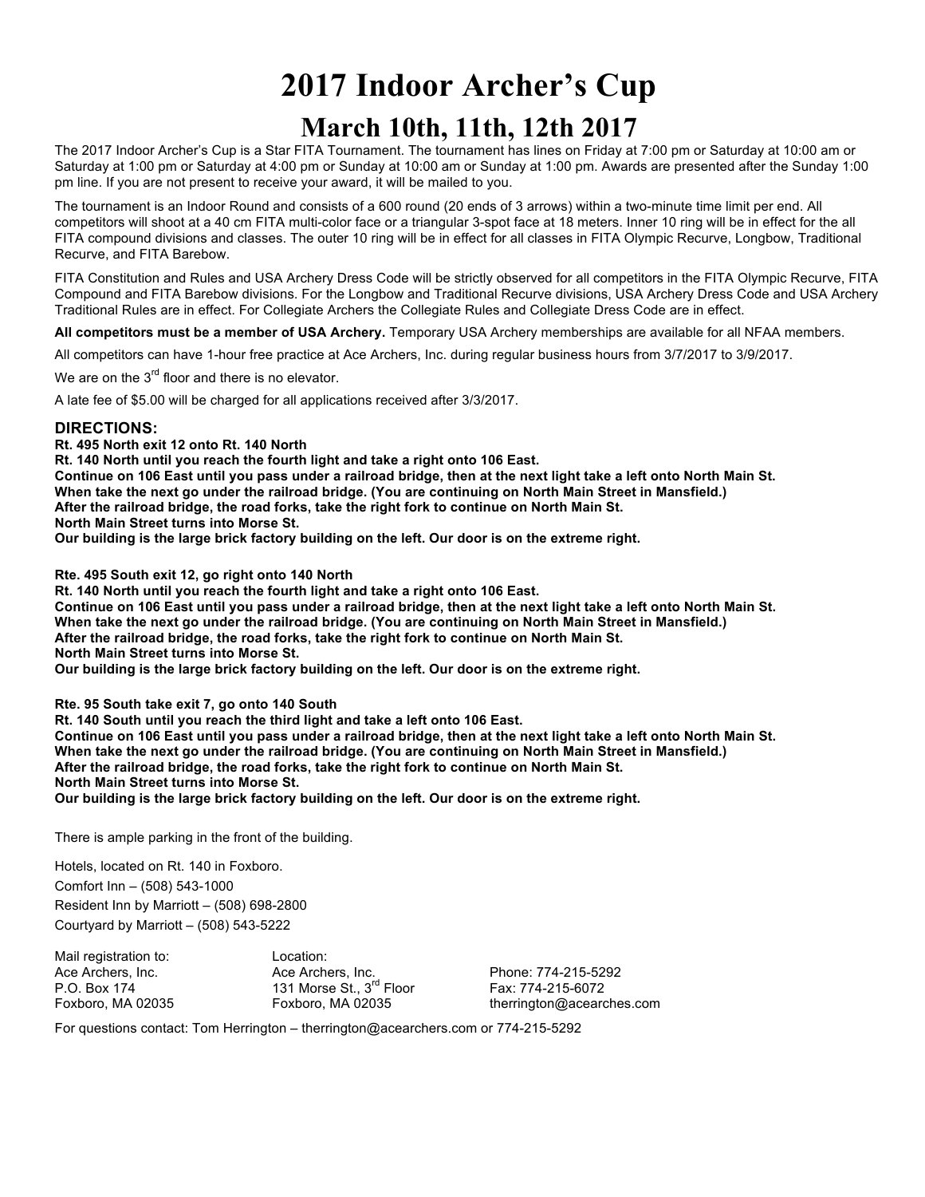# 2017 Indoor Archer's Cup

## March 10th, 11th, 12th 2017

The 2017 Indoor Archer's Cup is a Star FITA Tournament. The tournament has lines on Friday at 7:00 pm or Saturday at 10:00 am or Saturday at 1:00 pm or Saturday at 4:00 pm or Sunday at 10:00 am or Sunday at 1:00 pm. Awards are presented after the Sunday 1:00 pm line. If you are not present to receive your award, it will be mailed to you.

The tournament is an Indoor Round and consists of a 600 round (20 ends of 3 arrows) within a two-minute time limit per end. All competitors will shoot at a 40 cm FITA multi-color face or a triangular 3-spot face at 18 meters. Inner 10 ring will be in effect for the all FITA compound divisions and classes. The outer 10 ring will be in effect for all classes in FITA Olympic Recurve, Longbow, Traditional Recurve, and FITA Barebow.

FITA Constitution and Rules and USA Archery Dress Code will be strictly observed for all competitors in the FITA Olympic Recurve, FITA Compound and FITA Barebow divisions. For the Longbow and Traditional Recurve divisions, USA Archery Dress Code and USA Archery Traditional Rules are in effect. For Collegiate Archers the Collegiate Rules and Collegiate Dress Code are in effect.

**All competitors must be a member of USA Archery.** Temporary USA Archery memberships are available for all NFAA members.

All competitors can have 1-hour free practice at Ace Archers, Inc. during regular business hours from 3/7/2017 to 3/9/2017.

We are on the 3rd floor and there is no elevator.

A late fee of $5.00 will be charged for all applications received after 3/3/2017.

### DIRECTIONS:

**Rt. 495 North exit 12 onto Rt. 140 North**
**Rt. 140 North until you reach the fourth light and take a right onto 106 East.**
**Continue on 106 East until you pass under a railroad bridge, then at the next light take a left onto North Main St.**
**When take the next go under the railroad bridge. (You are continuing on North Main Street in Mansfield.)**
**After the railroad bridge, the road forks, take the right fork to continue on North Main St.**
**North Main Street turns into Morse St.**
**Our building is the large brick factory building on the left. Our door is on the extreme right.**

**Rte. 495 South exit 12, go right onto 140 North**
**Rt. 140 North until you reach the fourth light and take a right onto 106 East.**
**Continue on 106 East until you pass under a railroad bridge, then at the next light take a left onto North Main St.**
**When take the next go under the railroad bridge. (You are continuing on North Main Street in Mansfield.)**
**After the railroad bridge, the road forks, take the right fork to continue on North Main St.**
**North Main Street turns into Morse St.**
**Our building is the large brick factory building on the left. Our door is on the extreme right.**

**Rte. 95 South take exit 7, go onto 140 South**
**Rt. 140 South until you reach the third light and take a left onto 106 East.**
**Continue on 106 East until you pass under a railroad bridge, then at the next light take a left onto North Main St.**
**When take the next go under the railroad bridge. (You are continuing on North Main Street in Mansfield.)**
**After the railroad bridge, the road forks, take the right fork to continue on North Main St.**
**North Main Street turns into Morse St.**
**Our building is the large brick factory building on the left. Our door is on the extreme right.**

There is ample parking in the front of the building.

Hotels, located on Rt. 140 in Foxboro.
Comfort Inn – (508) 543-1000
Resident Inn by Marriott – (508) 698-2800
Courtyard by Marriott – (508) 543-5222

| | | |
|---|---|---|
| Mail registration to: | Location: | |
| Ace Archers, Inc. | Ace Archers, Inc. | Phone: 774-215-5292 |
| P.O. Box 174 | 131 Morse St., 3rd Floor | Fax: 774-215-6072 |
| Foxboro, MA 02035 | Foxboro, MA 02035 | therrington@acearches.com |

For questions contact: Tom Herrington – therrington@acearchers.com or 774-215-5292